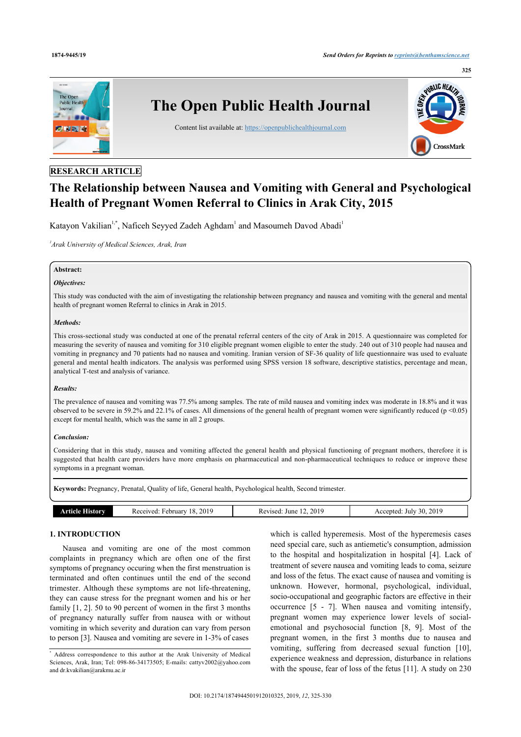RESEARCH ARTICLE

# The Relationship between Nausea and Vomiting with General and Psychological Health of Pregnant Women Referral to Clinics in Arak City, 2015

Katayon Vakilian[1,*], Naficeh Seyyed Zadeh Aghdam[1] and Masoumeh Davod Abadi[1]

[1]*Arak University of Medical Sciences, Arak, Iran*

**Abstract:**

***Objectives:***

This study was conducted with the aim of investigating the relationship between pregnancy and nausea and vomiting with the general and mental health of pregnant women Referral to clinics in Arak in 2015.

***Methods:***

This cross-sectional study was conducted at one of the prenatal referral centers of the city of Arak in 2015. A questionnaire was completed for measuring the severity of nausea and vomiting for 310 eligible pregnant women eligible to enter the study. 240 out of 310 people had nausea and vomiting in pregnancy and 70 patients had no nausea and vomiting. Iranian version of SF-36 quality of life questionnaire was used to evaluate general and mental health indicators. The analysis was performed using SPSS version 18 software, descriptive statistics, percentage and mean, analytical T-test and analysis of variance.

***Results:***

The prevalence of nausea and vomiting was 77.5% among samples. The rate of mild nausea and vomiting index was moderate in 18.8% and it was observed to be severe in 59.2% and 22.1% of cases. All dimensions of the general health of pregnant women were significantly reduced ($p < 0.05$) except for mental health, which was the same in all 2 groups.

***Conclusion:***

Considering that in this study, nausea and vomiting affected the general health and physical functioning of pregnant mothers, therefore it is suggested that health care providers have more emphasis on pharmaceutical and non-pharmaceutical techniques to reduce or improve these symptoms in a pregnant woman.

**Keywords:** Pregnancy, Prenatal, Quality of life, General health, Psychological health, Second trimester.

| Article History | Received: February 18, 2019 | Revised: June 12, 2019 | Accepted: July 30, 2019 |
|---|---|---|---|

## 1. INTRODUCTION

Nausea and vomiting are one of the most common complaints in pregnancy which are often one of the first symptoms of pregnancy occuring when the first menstruation is terminated and often continues until the end of the second trimester. Although these symptoms are not life-threatening, they can cause stress for the pregnant women and his or her family [1, 2]. 50 to 90 percent of women in the first 3 months of pregnancy naturally suffer from nausea with or without vomiting in which severity and duration can vary from person to person [3]. Nausea and vomiting are severe in 1-3% of cases which is called hyperemesis. Most of the hyperemesis cases need special care, such as antiemetic's consumption, admission to the hospital and hospitalization in hospital [4]. Lack of treatment of severe nausea and vomiting leads to coma, seizure and loss of the fetus. The exact cause of nausea and vomiting is unknown. However, hormonal, psychological, individual, socio-occupational and geographic factors are effective in their occurrence [5 - 7]. When nausea and vomiting intensify, pregnant women may experience lower levels of social-emotional and psychosocial function [8, 9]. Most of the pregnant women, in the first 3 months due to nausea and vomiting, suffering from decreased sexual function [10], experience weakness and depression, disturbance in relations with the spouse, fear of loss of the fetus [11]. A study on 230

[*] Address correspondence to this author at the Arak University of Medical Sciences, Arak, Iran; Tel: 098-86-34173505; E-mails: cattyv2002@yahoo.com and dr.kvakilian@arakmu.ac.ir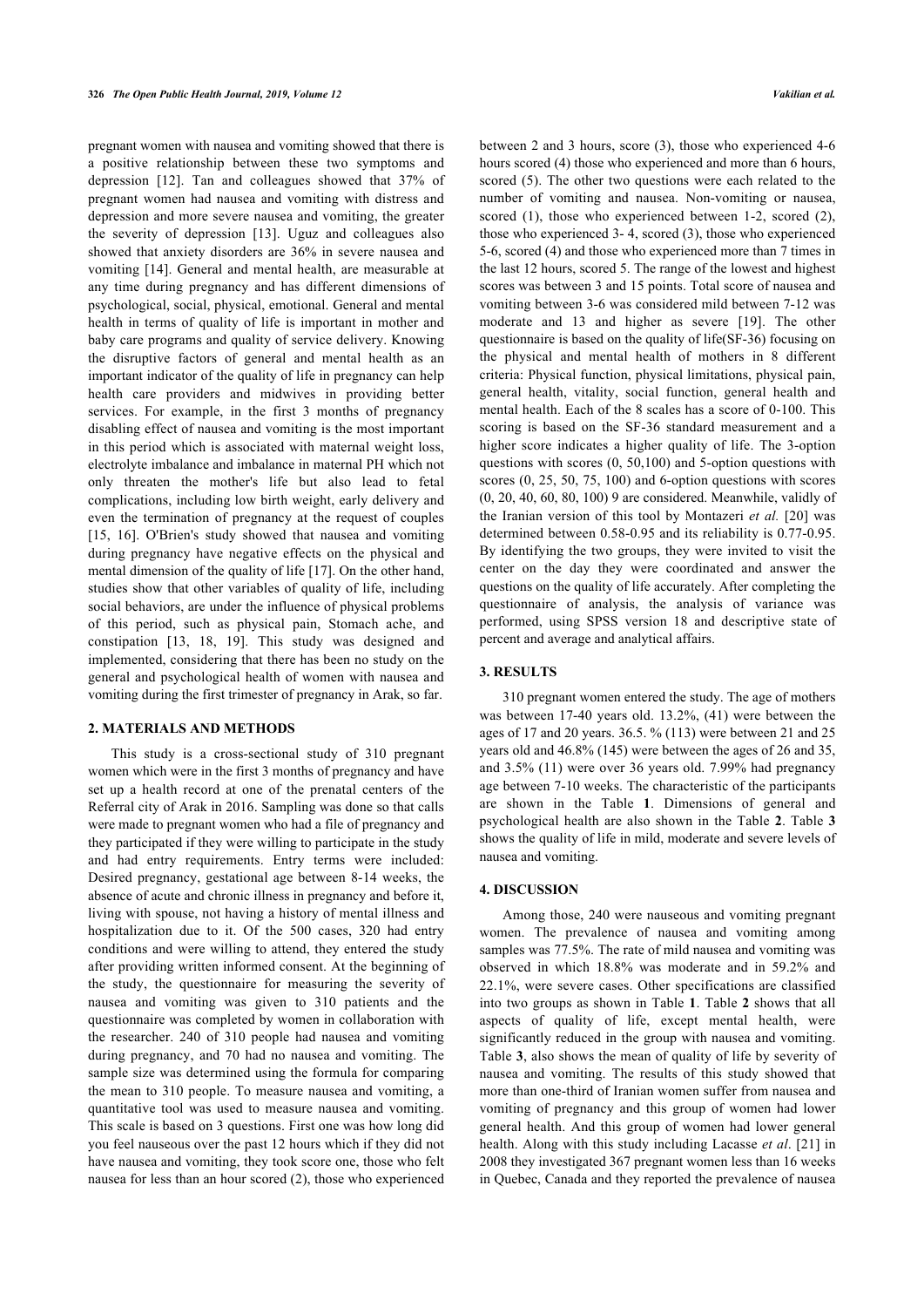pregnant women with nausea and vomiting showed that there is a positive relationship between these two symptoms and depression [12]. Tan and colleagues showed that 37% of pregnant women had nausea and vomiting with distress and depression and more severe nausea and vomiting, the greater the severity of depression [13]. Uguz and colleagues also showed that anxiety disorders are 36% in severe nausea and vomiting [14]. General and mental health, are measurable at any time during pregnancy and has different dimensions of psychological, social, physical, emotional. General and mental health in terms of quality of life is important in mother and baby care programs and quality of service delivery. Knowing the disruptive factors of general and mental health as an important indicator of the quality of life in pregnancy can help health care providers and midwives in providing better services. For example, in the first 3 months of pregnancy disabling effect of nausea and vomiting is the most important in this period which is associated with maternal weight loss, electrolyte imbalance and imbalance in maternal PH which not only threaten the mother's life but also lead to fetal complications, including low birth weight, early delivery and even the termination of pregnancy at the request of couples [15, 16]. O'Brien's study showed that nausea and vomiting during pregnancy have negative effects on the physical and mental dimension of the quality of life [17]. On the other hand, studies show that other variables of quality of life, including social behaviors, are under the influence of physical problems of this period, such as physical pain, Stomach ache, and constipation [13, 18, 19]. This study was designed and implemented, considering that there has been no study on the general and psychological health of women with nausea and vomiting during the first trimester of pregnancy in Arak, so far.

## 2. MATERIALS AND METHODS

This study is a cross-sectional study of 310 pregnant women which were in the first 3 months of pregnancy and have set up a health record at one of the prenatal centers of the Referral city of Arak in 2016. Sampling was done so that calls were made to pregnant women who had a file of pregnancy and they participated if they were willing to participate in the study and had entry requirements. Entry terms were included: Desired pregnancy, gestational age between 8-14 weeks, the absence of acute and chronic illness in pregnancy and before it, living with spouse, not having a history of mental illness and hospitalization due to it. Of the 500 cases, 320 had entry conditions and were willing to attend, they entered the study after providing written informed consent. At the beginning of the study, the questionnaire for measuring the severity of nausea and vomiting was given to 310 patients and the questionnaire was completed by women in collaboration with the researcher. 240 of 310 people had nausea and vomiting during pregnancy, and 70 had no nausea and vomiting. The sample size was determined using the formula for comparing the mean to 310 people. To measure nausea and vomiting, a quantitative tool was used to measure nausea and vomiting. This scale is based on 3 questions. First one was how long did you feel nauseous over the past 12 hours which if they did not have nausea and vomiting, they took score one, those who felt nausea for less than an hour scored (2), those who experienced between 2 and 3 hours, score (3), those who experienced 4-6 hours scored (4) those who experienced and more than 6 hours, scored (5). The other two questions were each related to the number of vomiting and nausea. Non-vomiting or nausea, scored (1), those who experienced between 1-2, scored (2), those who experienced 3- 4, scored (3), those who experienced 5-6, scored (4) and those who experienced more than 7 times in the last 12 hours, scored 5. The range of the lowest and highest scores was between 3 and 15 points. Total score of nausea and vomiting between 3-6 was considered mild between 7-12 was moderate and 13 and higher as severe [19]. The other questionnaire is based on the quality of life(SF-36) focusing on the physical and mental health of mothers in 8 different criteria: Physical function, physical limitations, physical pain, general health, vitality, social function, general health and mental health. Each of the 8 scales has a score of 0-100. This scoring is based on the SF-36 standard measurement and a higher score indicates a higher quality of life. The 3-option questions with scores (0, 50,100) and 5-option questions with scores (0, 25, 50, 75, 100) and 6-option questions with scores (0, 20, 40, 60, 80, 100) 9 are considered. Meanwhile, validly of the Iranian version of this tool by Montazeri *et al.* [20] was determined between 0.58-0.95 and its reliability is 0.77-0.95. By identifying the two groups, they were invited to visit the center on the day they were coordinated and answer the questions on the quality of life accurately. After completing the questionnaire of analysis, the analysis of variance was performed, using SPSS version 18 and descriptive state of percent and average and analytical affairs.

## 3. RESULTS

310 pregnant women entered the study. The age of mothers was between 17-40 years old. 13.2%, (41) were between the ages of 17 and 20 years. 36.5. % (113) were between 21 and 25 years old and 46.8% (145) were between the ages of 26 and 35, and 3.5% (11) were over 36 years old. 7.99% had pregnancy age between 7-10 weeks. The characteristic of the participants are shown in the Table **1**. Dimensions of general and psychological health are also shown in the Table **2**. Table **3** shows the quality of life in mild, moderate and severe levels of nausea and vomiting.

## 4. DISCUSSION

Among those, 240 were nauseous and vomiting pregnant women. The prevalence of nausea and vomiting among samples was 77.5%. The rate of mild nausea and vomiting was observed in which 18.8% was moderate and in 59.2% and 22.1%, were severe cases. Other specifications are classified into two groups as shown in Table **1**. Table **2** shows that all aspects of quality of life, except mental health, were significantly reduced in the group with nausea and vomiting. Table **3**, also shows the mean of quality of life by severity of nausea and vomiting. The results of this study showed that more than one-third of Iranian women suffer from nausea and vomiting of pregnancy and this group of women had lower general health. And this group of women had lower general health. Along with this study including Lacasse *et al*. [21] in 2008 they investigated 367 pregnant women less than 16 weeks in Quebec, Canada and they reported the prevalence of nausea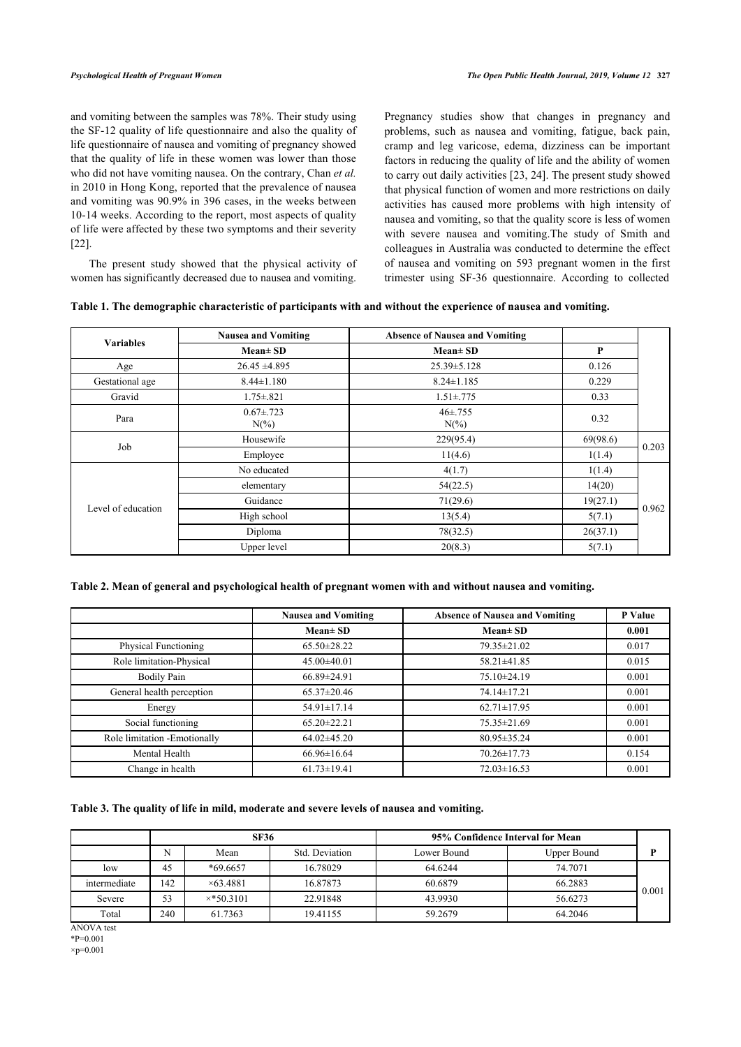and vomiting between the samples was 78%. Their study using the SF-12 quality of life questionnaire and also the quality of life questionnaire of nausea and vomiting of pregnancy showed that the quality of life in these women was lower than those who did not have vomiting nausea. On the contrary, Chan *et al.* in 2010 in Hong Kong, reported that the prevalence of nausea and vomiting was 90.9% in 396 cases, in the weeks between 10-14 weeks. According to the report, most aspects of quality of life were affected by these two symptoms and their severity [22].

The present study showed that the physical activity of women has significantly decreased due to nausea and vomiting. Pregnancy studies show that changes in pregnancy and problems, such as nausea and vomiting, fatigue, back pain, cramp and leg varicose, edema, dizziness can be important factors in reducing the quality of life and the ability of women to carry out daily activities [23, 24]. The present study showed that physical function of women and more restrictions on daily activities has caused more problems with high intensity of nausea and vomiting, so that the quality score is less of women with severe nausea and vomiting.The study of Smith and colleagues in Australia was conducted to determine the effect of nausea and vomiting on 593 pregnant women in the first trimester using SF-36 questionnaire. According to collected

**Table 1. The demographic characteristic of participants with and without the experience of nausea and vomiting.**

| Variables | Nausea and Vomiting | Absence of Nausea and Vomiting | | |
|---|---|---|---|---|
| | Mean± SD | Mean± SD | P | |
| Age | 26.45 ±4.895 | 25.39±5.128 | 0.126 | |
| Gestational age | 8.44±1.180 | 8.24±1.185 | 0.229 | |
| Gravid | 1.75±.821 | 1.51±.775 | 0.33 | |
| Para | 0.67±.723<br>N(%) | 46±.755<br>N(%) | 0.32 | |
| Job | Housewife | 229(95.4) | 69(98.6) | 0.203 |
| | Employee | 11(4.6) | 1(1.4) | |
| Level of education | No educated | 4(1.7) | 1(1.4) | 0.962 |
| | elementary | 54(22.5) | 14(20) | |
| | Guidance | 71(29.6) | 19(27.1) | |
| | High school | 13(5.4) | 5(7.1) | |
| | Diploma | 78(32.5) | 26(37.1) | |
| | Upper level | 20(8.3) | 5(7.1) | |

**Table 2. Mean of general and psychological health of pregnant women with and without nausea and vomiting.**

| | Nausea and Vomiting | Absence of Nausea and Vomiting | P Value |
|---|---|---|---|
| | Mean± SD | Mean± SD | 0.001 |
| Physical Functioning | 65.50±28.22 | 79.35±21.02 | 0.017 |
| Role limitation-Physical | 45.00±40.01 | 58.21±41.85 | 0.015 |
| Bodily Pain | 66.89±24.91 | 75.10±24.19 | 0.001 |
| General health perception | 65.37±20.46 | 74.14±17.21 | 0.001 |
| Energy | 54.91±17.14 | 62.71±17.95 | 0.001 |
| Social functioning | 65.20±22.21 | 75.35±21.69 | 0.001 |
| Role limitation -Emotionally | 64.02±45.20 | 80.95±35.24 | 0.001 |
| Mental Health | 66.96±16.64 | 70.26±17.73 | 0.154 |
| Change in health | 61.73±19.41 | 72.03±16.53 | 0.001 |

**Table 3. The quality of life in mild, moderate and severe levels of nausea and vomiting.**

| | SF36 | | | 95% Confidence Interval for Mean | | |
|---|---|---|---|---|---|---|
| | N | Mean | Std. Deviation | Lower Bound | Upper Bound | P |
| low | 45 | *69.6657 | 16.78029 | 64.6244 | 74.7071 | 0.001 |
| intermediate | 142 | ×63.4881 | 16.87873 | 60.6879 | 66.2883 | |
| Severe | 53 | ×*50.3101 | 22.91848 | 43.9930 | 56.6273 | |
| Total | 240 | 61.7363 | 19.41155 | 59.2679 | 64.2046 | |

ANOVA test
*P=0.001
×p=0.001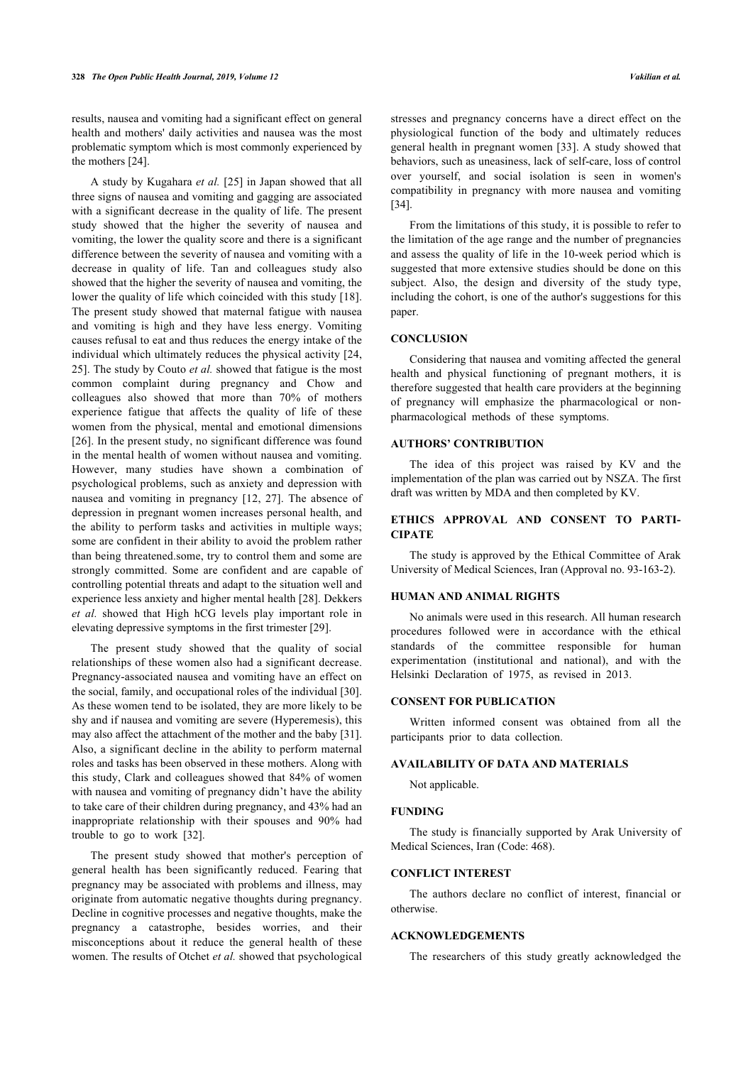results, nausea and vomiting had a significant effect on general health and mothers' daily activities and nausea was the most problematic symptom which is most commonly experienced by the mothers [24].

A study by Kugahara *et al.* [25] in Japan showed that all three signs of nausea and vomiting and gagging are associated with a significant decrease in the quality of life. The present study showed that the higher the severity of nausea and vomiting, the lower the quality score and there is a significant difference between the severity of nausea and vomiting with a decrease in quality of life. Tan and colleagues study also showed that the higher the severity of nausea and vomiting, the lower the quality of life which coincided with this study [18]. The present study showed that maternal fatigue with nausea and vomiting is high and they have less energy. Vomiting causes refusal to eat and thus reduces the energy intake of the individual which ultimately reduces the physical activity [24, 25]. The study by Couto *et al.* showed that fatigue is the most common complaint during pregnancy and Chow and colleagues also showed that more than 70% of mothers experience fatigue that affects the quality of life of these women from the physical, mental and emotional dimensions [26]. In the present study, no significant difference was found in the mental health of women without nausea and vomiting. However, many studies have shown a combination of psychological problems, such as anxiety and depression with nausea and vomiting in pregnancy [12, 27]. The absence of depression in pregnant women increases personal health, and the ability to perform tasks and activities in multiple ways; some are confident in their ability to avoid the problem rather than being threatened.some, try to control them and some are strongly committed. Some are confident and are capable of controlling potential threats and adapt to the situation well and experience less anxiety and higher mental health [28]. Dekkers *et al.* showed that High hCG levels play important role in elevating depressive symptoms in the first trimester [29].

The present study showed that the quality of social relationships of these women also had a significant decrease. Pregnancy-associated nausea and vomiting have an effect on the social, family, and occupational roles of the individual [30]. As these women tend to be isolated, they are more likely to be shy and if nausea and vomiting are severe (Hyperemesis), this may also affect the attachment of the mother and the baby [31]. Also, a significant decline in the ability to perform maternal roles and tasks has been observed in these mothers. Along with this study, Clark and colleagues showed that 84% of women with nausea and vomiting of pregnancy didn't have the ability to take care of their children during pregnancy, and 43% had an inappropriate relationship with their spouses and 90% had trouble to go to work [32].

The present study showed that mother's perception of general health has been significantly reduced. Fearing that pregnancy may be associated with problems and illness, may originate from automatic negative thoughts during pregnancy. Decline in cognitive processes and negative thoughts, make the pregnancy a catastrophe, besides worries, and their misconceptions about it reduce the general health of these women. The results of Otchet *et al.* showed that psychological stresses and pregnancy concerns have a direct effect on the physiological function of the body and ultimately reduces general health in pregnant women [33]. A study showed that behaviors, such as uneasiness, lack of self-care, loss of control over yourself, and social isolation is seen in women's compatibility in pregnancy with more nausea and vomiting [34].

From the limitations of this study, it is possible to refer to the limitation of the age range and the number of pregnancies and assess the quality of life in the 10-week period which is suggested that more extensive studies should be done on this subject. Also, the design and diversity of the study type, including the cohort, is one of the author's suggestions for this paper.

## CONCLUSION

Considering that nausea and vomiting affected the general health and physical functioning of pregnant mothers, it is therefore suggested that health care providers at the beginning of pregnancy will emphasize the pharmacological or non-pharmacological methods of these symptoms.

## AUTHORS' CONTRIBUTION

The idea of this project was raised by KV and the implementation of the plan was carried out by NSZA. The first draft was written by MDA and then completed by KV.

## ETHICS APPROVAL AND CONSENT TO PARTICIPATE

The study is approved by the Ethical Committee of Arak University of Medical Sciences, Iran (Approval no. 93-163-2).

## HUMAN AND ANIMAL RIGHTS

No animals were used in this research. All human research procedures followed were in accordance with the ethical standards of the committee responsible for human experimentation (institutional and national), and with the Helsinki Declaration of 1975, as revised in 2013.

## CONSENT FOR PUBLICATION

Written informed consent was obtained from all the participants prior to data collection.

## AVAILABILITY OF DATA AND MATERIALS

Not applicable.

## FUNDING

The study is financially supported by Arak University of Medical Sciences, Iran (Code: 468).

## CONFLICT INTEREST

The authors declare no conflict of interest, financial or otherwise.

## ACKNOWLEDGEMENTS

The researchers of this study greatly acknowledged the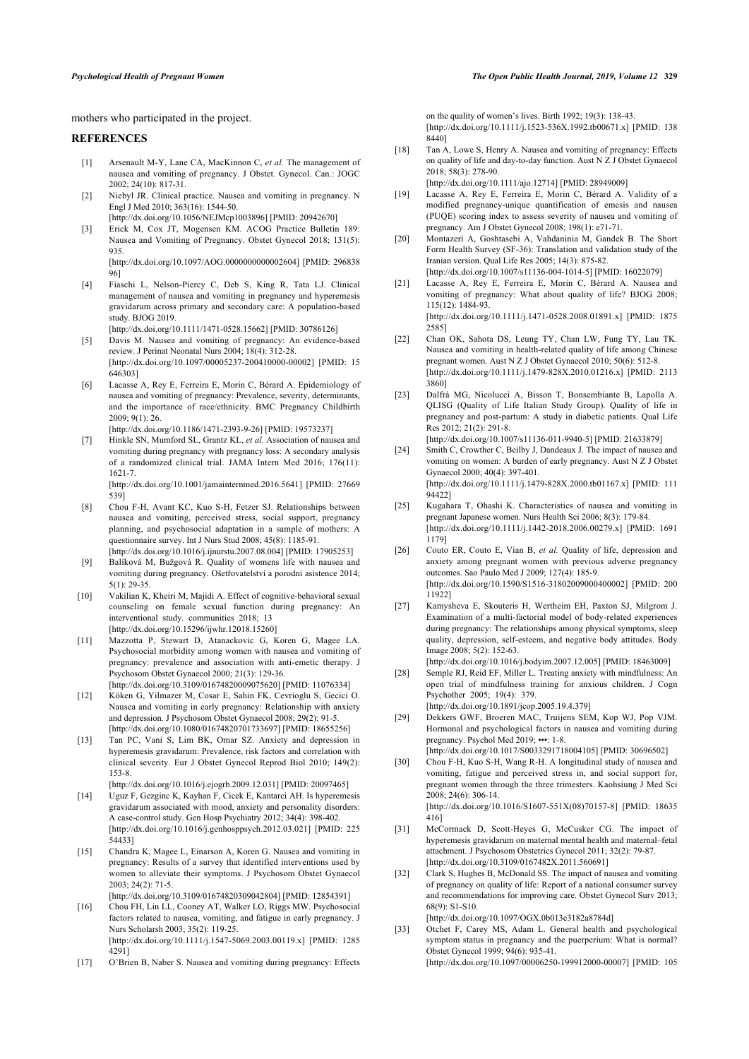mothers who participated in the project.

## REFERENCES

[1] Arsenault M-Y, Lane CA, MacKinnon C, *et al.* The management of nausea and vomiting of pregnancy. J Obstet. Gynecol. Can.: JOGC 2002; 24(10): 817-31.

[2] Niebyl JR. Clinical practice. Nausea and vomiting in pregnancy. N Engl J Med 2010; 363(16): 1544-50. [http://dx.doi.org/10.1056/NEJMcp1003896] [PMID: 20942670]

[3] Erick M, Cox JT, Mogensen KM. ACOG Practice Bulletin 189: Nausea and Vomiting of Pregnancy. Obstet Gynecol 2018; 131(5): 935. [http://dx.doi.org/10.1097/AOG.0000000000002604] [PMID: 29683896]

[4] Fiaschi L, Nelson-Piercy C, Deb S, King R, Tata LJ. Clinical management of nausea and vomiting in pregnancy and hyperemesis gravidarum across primary and secondary care: A population-based study. BJOG 2019. [http://dx.doi.org/10.1111/1471-0528.15662] [PMID: 30786126]

[5] Davis M. Nausea and vomiting of pregnancy: An evidence-based review. J Perinat Neonatal Nurs 2004; 18(4): 312-28. [http://dx.doi.org/10.1097/00005237-200410000-00002] [PMID: 15646303]

[6] Lacasse A, Rey E, Ferreira E, Morin C, Bérard A. Epidemiology of nausea and vomiting of pregnancy: Prevalence, severity, determinants, and the importance of race/ethnicity. BMC Pregnancy Childbirth 2009; 9(1): 26. [http://dx.doi.org/10.1186/1471-2393-9-26] [PMID: 19573237]

[7] Hinkle SN, Mumford SL, Grantz KL, *et al.* Association of nausea and vomiting during pregnancy with pregnancy loss: A secondary analysis of a randomized clinical trial. JAMA Intern Med 2016; 176(11): 1621-7. [http://dx.doi.org/10.1001/jamainternmed.2016.5641] [PMID: 27669539]

[8] Chou F-H, Avant KC, Kuo S-H, Fetzer SJ. Relationships between nausea and vomiting, perceived stress, social support, pregnancy planning, and psychosocial adaptation in a sample of mothers: A questionnaire survey. Int J Nurs Stud 2008; 45(8): 1185-91. [http://dx.doi.org/10.1016/j.ijnurstu.2007.08.004] [PMID: 17905253]

[9] Balíková M, Bužgová R. Quality of womens life with nausea and vomiting during pregnancy. Ošetřovatelství a porodní asistence 2014; 5(1): 29-35.

[10] Vakilian K, Kheiri M, Majidi A. Effect of cognitive-behavioral sexual counseling on female sexual function during pregnancy: An interventional study. communities 2018; 13 [http://dx.doi.org/10.15296/ijwhr.12018.15260]

[11] Mazzotta P, Stewart D, Atanackovic G, Koren G, Magee LA. Psychosocial morbidity among women with nausea and vomiting of pregnancy: prevalence and association with anti-emetic therapy. J Psychosom Obstet Gynaecol 2000; 21(3): 129-36. [http://dx.doi.org/10.3109/01674820009075620] [PMID: 11076334]

[12] Köken G, Yilmazer M, Cosar E, Sahin FK, Cevrioglu S, Gecici O. Nausea and vomiting in early pregnancy: Relationship with anxiety and depression. J Psychosom Obstet Gynaecol 2008; 29(2): 91-5. [http://dx.doi.org/10.1080/01674820701733697] [PMID: 18655256]

[13] Tan PC, Vani S, Lim BK, Omar SZ. Anxiety and depression in hyperemesis gravidarum: Prevalence, risk factors and correlation with clinical severity. Eur J Obstet Gynecol Reprod Biol 2010; 149(2): 153-8. [http://dx.doi.org/10.1016/j.ejogrb.2009.12.031] [PMID: 20097465]

[14] Uguz F, Gezginc K, Kayhan F, Cicek E, Kantarci AH. Is hyperemesis gravidarum associated with mood, anxiety and personality disorders: A case-control study. Gen Hosp Psychiatry 2012; 34(4): 398-402. [http://dx.doi.org/10.1016/j.genhosppsych.2012.03.021] [PMID: 22554433]

[15] Chandra K, Magee L, Einarson A, Koren G. Nausea and vomiting in pregnancy: Results of a survey that identified interventions used by women to alleviate their symptoms. J Psychosom Obstet Gynaecol 2003; 24(2): 71-5. [http://dx.doi.org/10.3109/01674820309042804] [PMID: 12854391]

[16] Chou FH, Lin LL, Cooney AT, Walker LO, Riggs MW. Psychosocial factors related to nausea, vomiting, and fatigue in early pregnancy. J Nurs Scholarsh 2003; 35(2): 119-25. [http://dx.doi.org/10.1111/j.1547-5069.2003.00119.x] [PMID: 12854291]

[17] O'Brien B, Naber S. Nausea and vomiting during pregnancy: Effects on the quality of women's lives. Birth 1992; 19(3): 138-43. [http://dx.doi.org/10.1111/j.1523-536X.1992.tb00671.x] [PMID: 1388440]

[18] Tan A, Lowe S, Henry A. Nausea and vomiting of pregnancy: Effects on quality of life and day-to-day function. Aust N Z J Obstet Gynaecol 2018; 58(3): 278-90. [http://dx.doi.org/10.1111/ajo.12714] [PMID: 28949009]

[19] Lacasse A, Rey E, Ferreira E, Morin C, Bérard A. Validity of a modified pregnancy-unique quantification of emesis and nausea (PUQE) scoring index to assess severity of nausea and vomiting of pregnancy. Am J Obstet Gynecol 2008; 198(1): e71-71.

[20] Montazeri A, Goshtasebi A, Vahdaninia M, Gandek B. The Short Form Health Survey (SF-36): Translation and validation study of the Iranian version. Qual Life Res 2005; 14(3): 875-82. [http://dx.doi.org/10.1007/s11136-004-1014-5] [PMID: 16022079]

[21] Lacasse A, Rey E, Ferreira E, Morin C, Bérard A. Nausea and vomiting of pregnancy: What about quality of life? BJOG 2008; 115(12): 1484-93. [http://dx.doi.org/10.1111/j.1471-0528.2008.01891.x] [PMID: 18752585]

[22] Chan OK, Sahota DS, Leung TY, Chan LW, Fung TY, Lau TK. Nausea and vomiting in health-related quality of life among Chinese pregnant women. Aust N Z J Obstet Gynaecol 2010; 50(6): 512-8. [http://dx.doi.org/10.1111/j.1479-828X.2010.01216.x] [PMID: 21133860]

[23] Dalfrà MG, Nicolucci A, Bisson T, Bonsembiante B, Lapolla A. QLISG (Quality of Life Italian Study Group). Quality of life in pregnancy and post-partum: A study in diabetic patients. Qual Life Res 2012; 21(2): 291-8. [http://dx.doi.org/10.1007/s11136-011-9940-5] [PMID: 21633879]

[24] Smith C, Crowther C, Beilby J, Dandeaux J. The impact of nausea and vomiting on women: A burden of early pregnancy. Aust N Z J Obstet Gynaecol 2000; 40(4): 397-401. [http://dx.doi.org/10.1111/j.1479-828X.2000.tb01167.x] [PMID: 11194422]

[25] Kugahara T, Ohashi K. Characteristics of nausea and vomiting in pregnant Japanese women. Nurs Health Sci 2006; 8(3): 179-84. [http://dx.doi.org/10.1111/j.1442-2018.2006.00279.x] [PMID: 16911179]

[26] Couto ER, Couto E, Vian B, *et al.* Quality of life, depression and anxiety among pregnant women with previous adverse pregnancy outcomes. Sao Paulo Med J 2009; 127(4): 185-9. [http://dx.doi.org/10.1590/S1516-31802009000400002] [PMID: 20011922]

[27] Kamysheva E, Skouteris H, Wertheim EH, Paxton SJ, Milgrom J. Examination of a multi-factorial model of body-related experiences during pregnancy: The relationships among physical symptoms, sleep quality, depression, self-esteem, and negative body attitudes. Body Image 2008; 5(2): 152-63. [http://dx.doi.org/10.1016/j.bodyim.2007.12.005] [PMID: 18463009]

[28] Semple RJ, Reid EF, Miller L. Treating anxiety with mindfulness: An open trial of mindfulness training for anxious children. J Cogn Psychother 2005; 19(4): 379. [http://dx.doi.org/10.1891/jcop.2005.19.4.379]

[29] Dekkers GWF, Broeren MAC, Truijens SEM, Kop WJ, Pop VJM. Hormonal and psychological factors in nausea and vomiting during pregnancy. Psychol Med 2019; •••: 1-8. [http://dx.doi.org/10.1017/S0033291718004105] [PMID: 30696502]

[30] Chou F-H, Kuo S-H, Wang R-H. A longitudinal study of nausea and vomiting, fatigue and perceived stress in, and social support for, pregnant women through the three trimesters. Kaohsiung J Med Sci 2008; 24(6): 306-14. [http://dx.doi.org/10.1016/S1607-551X(08)70157-8] [PMID: 18635416]

[31] McCormack D, Scott-Heyes G, McCusker CG. The impact of hyperemesis gravidarum on maternal mental health and maternal–fetal attachment. J Psychosom Obstetrics Gynecol 2011; 32(2): 79-87. [http://dx.doi.org/10.3109/0167482X.2011.560691]

[32] Clark S, Hughes B, McDonald SS. The impact of nausea and vomiting of pregnancy on quality of life: Report of a national consumer survey and recommendations for improving care. Obstet Gynecol Surv 2013; 68(9): S1-S10. [http://dx.doi.org/10.1097/OGX.0b013e3182a8784d]

[33] Otchet F, Carey MS, Adam L. General health and psychological symptom status in pregnancy and the puerperium: What is normal? Obstet Gynecol 1999; 94(6): 935-41. [http://dx.doi.org/10.1097/00006250-199912000-00007] [PMID: 105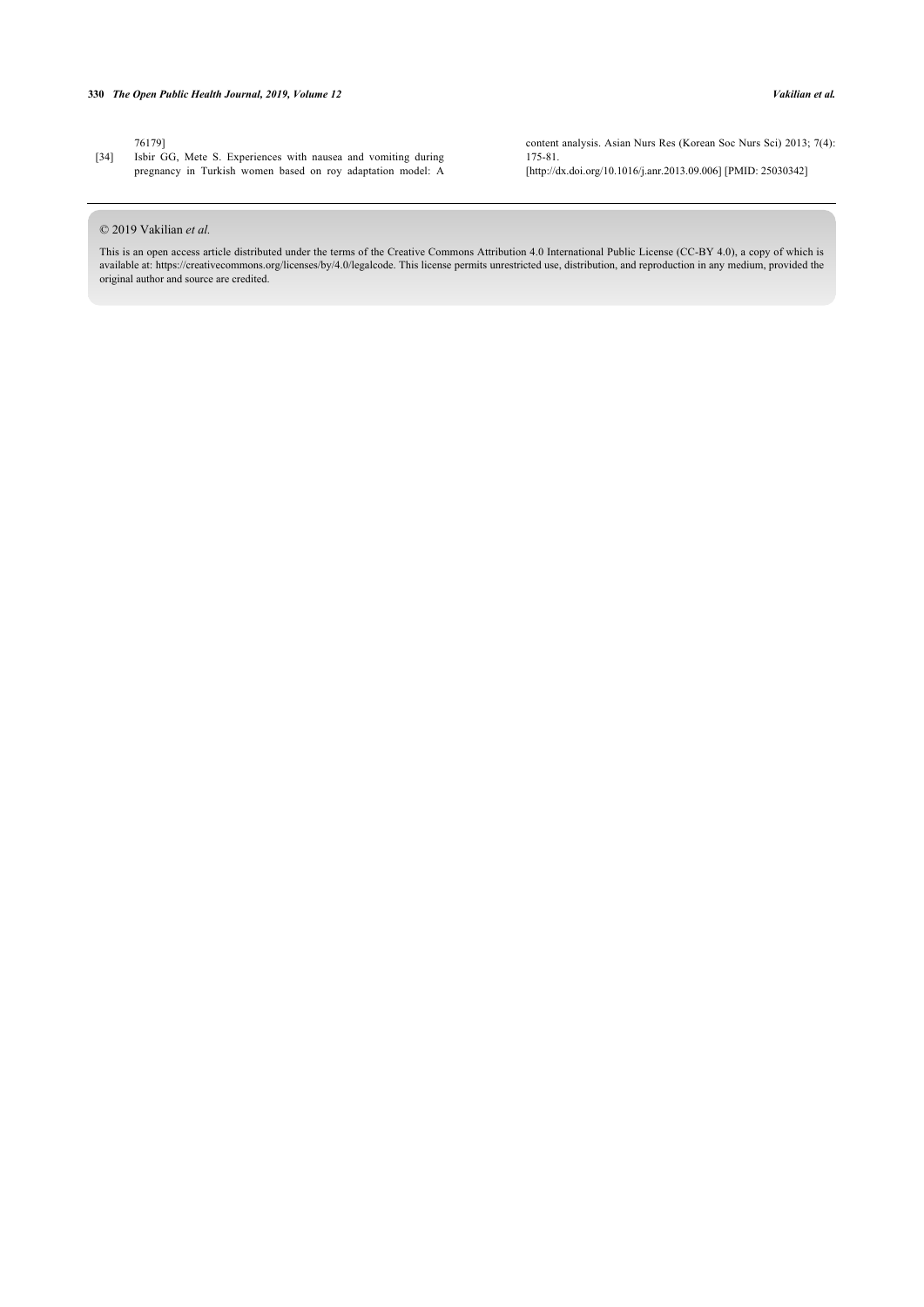76179]

[34] Isbir GG, Mete S. Experiences with nausea and vomiting during pregnancy in Turkish women based on roy adaptation model: A content analysis. Asian Nurs Res (Korean Soc Nurs Sci) 2013; 7(4): 175-81. [http://dx.doi.org/10.1016/j.anr.2013.09.006] [PMID: 25030342]

---

© 2019 Vakilian *et al.*

This is an open access article distributed under the terms of the Creative Commons Attribution 4.0 International Public License (CC-BY 4.0), a copy of which is available at: https://creativecommons.org/licenses/by/4.0/legalcode. This license permits unrestricted use, distribution, and reproduction in any medium, provided the original author and source are credited.